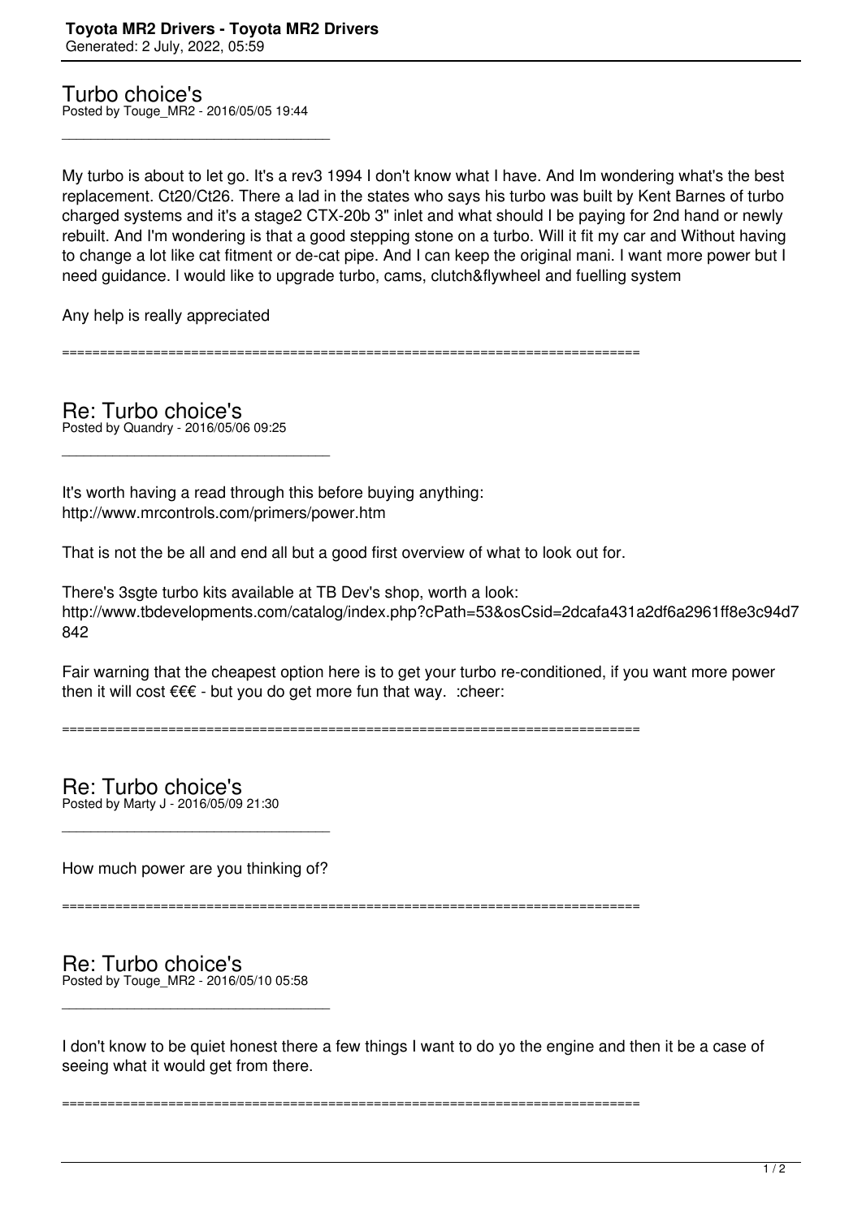# Toyota MR2 Drivers - Toyota MR2 Drivers

Generated: 2 July, 2022, 05:59

## Turbo choice's

Posted by Touge_MR2 - 2016/05/05 19:44

_____________________________________

My turbo is about to let go. It's a rev3 1994 I don't know what I have. And Im wondering what's the best replacement. Ct20/Ct26. There a lad in the states who says his turbo was built by Kent Barnes of turbo charged systems and it's a stage2 CTX-20b 3" inlet and what should I be paying for 2nd hand or newly rebuilt. And I'm wondering is that a good stepping stone on a turbo. Will it fit my car and Without having to change a lot like cat fitment or de-cat pipe. And I can keep the original mani. I want more power but I need guidance. I would like to upgrade turbo, cams, clutch&flywheel and fuelling system

Any help is really appreciated

============================================================================

## Re: Turbo choice's

Posted by Quandry - 2016/05/06 09:25

_____________________________________

It's worth having a read through this before buying anything:
http://www.mrcontrols.com/primers/power.htm

That is not the be all and end all but a good first overview of what to look out for.

There's 3sgte turbo kits available at TB Dev's shop, worth a look:
http://www.tbdevelopments.com/catalog/index.php?cPath=53&osCsid=2dcafa431a2df6a2961ff8e3c94d7842

Fair warning that the cheapest option here is to get your turbo re-conditioned, if you want more power then it will cost €€€ - but you do get more fun that way. :cheer:

============================================================================

## Re: Turbo choice's

Posted by Marty J - 2016/05/09 21:30

_____________________________________

How much power are you thinking of?

============================================================================

## Re: Turbo choice's

Posted by Touge_MR2 - 2016/05/10 05:58

_____________________________________

I don't know to be quiet honest there a few things I want to do yo the engine and then it be a case of seeing what it would get from there.

============================================================================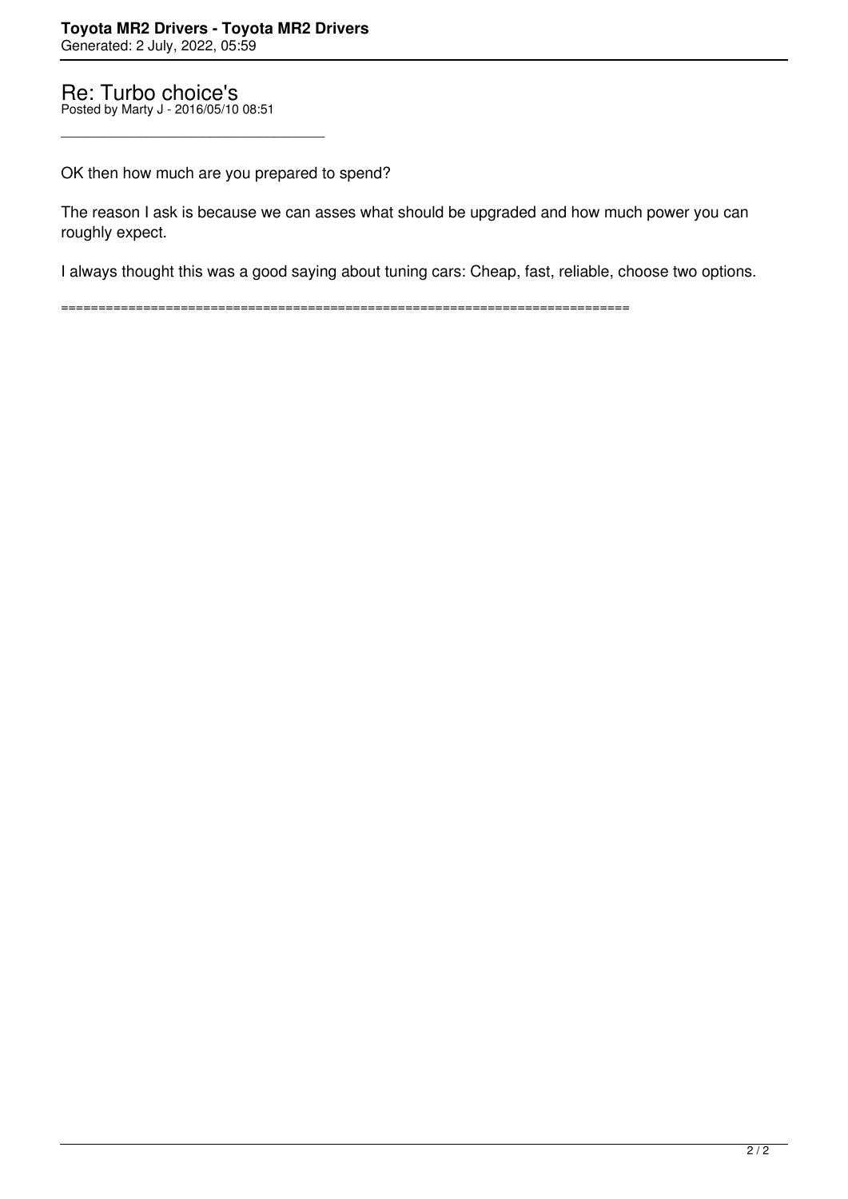## Re: Turbo choice's

Posted by Marty J - 2016/05/10 08:51

---

OK then how much are you prepared to spend?

The reason I ask is because we can asses what should be upgraded and how much power you can roughly expect.

I always thought this was a good saying about tuning cars: Cheap, fast, reliable, choose two options.

============================================================================